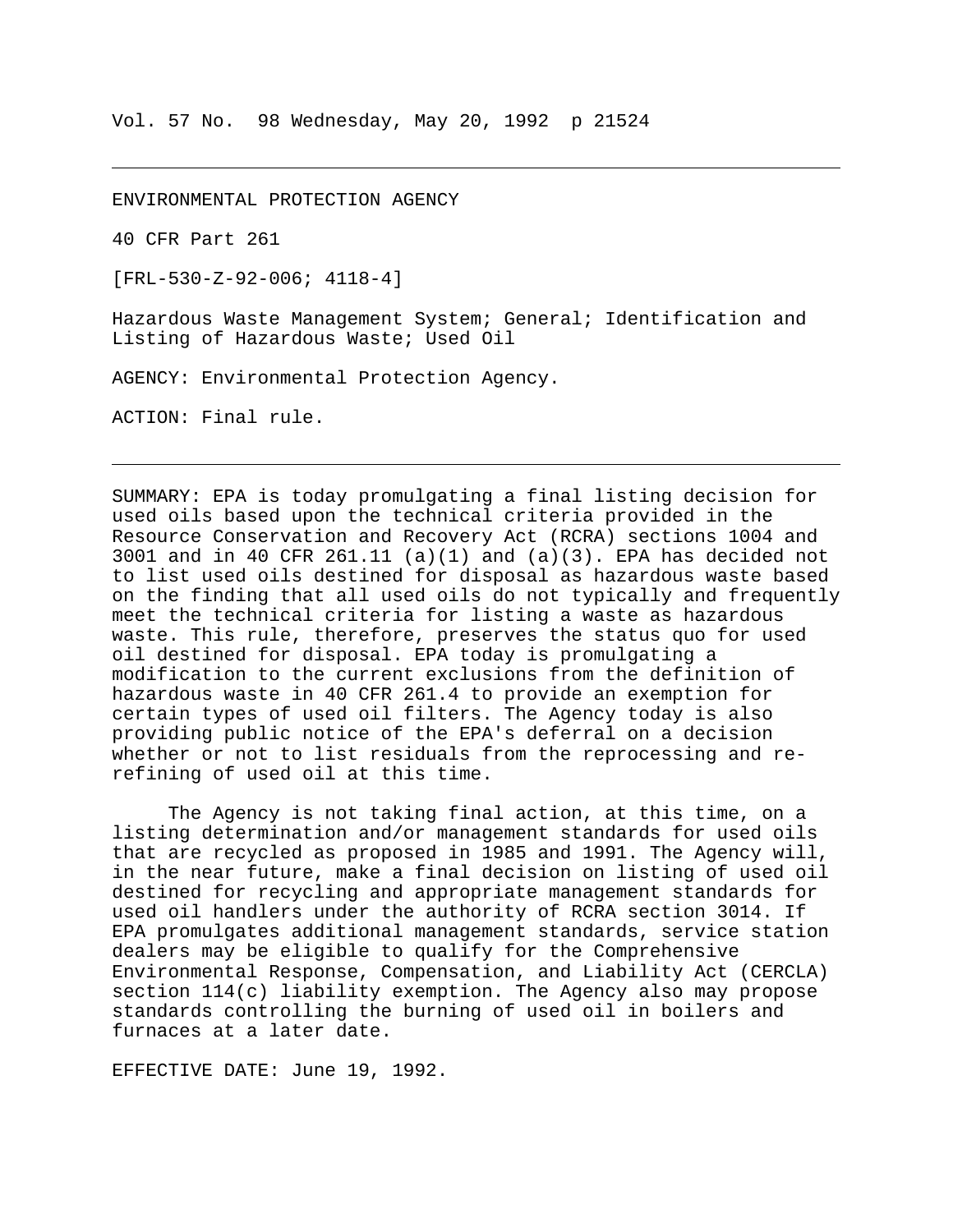Vol. 57 No. 98 Wednesday, May 20, 1992 p 21524

---

ENVIRONMENTAL PROTECTION AGENCY

40 CFR Part 261

[FRL-530-Z-92-006; 4118-4]

Hazardous Waste Management System; General; Identification and Listing of Hazardous Waste; Used Oil

AGENCY: Environmental Protection Agency.

ACTION: Final rule.

---

SUMMARY: EPA is today promulgating a final listing decision for used oils based upon the technical criteria provided in the Resource Conservation and Recovery Act (RCRA) sections 1004 and 3001 and in 40 CFR 261.11 (a)(1) and (a)(3). EPA has decided not to list used oils destined for disposal as hazardous waste based on the finding that all used oils do not typically and frequently meet the technical criteria for listing a waste as hazardous waste. This rule, therefore, preserves the status quo for used oil destined for disposal. EPA today is promulgating a modification to the current exclusions from the definition of hazardous waste in 40 CFR 261.4 to provide an exemption for certain types of used oil filters. The Agency today is also providing public notice of the EPA's deferral on a decision whether or not to list residuals from the reprocessing and re-refining of used oil at this time.

The Agency is not taking final action, at this time, on a listing determination and/or management standards for used oils that are recycled as proposed in 1985 and 1991. The Agency will, in the near future, make a final decision on listing of used oil destined for recycling and appropriate management standards for used oil handlers under the authority of RCRA section 3014. If EPA promulgates additional management standards, service station dealers may be eligible to qualify for the Comprehensive Environmental Response, Compensation, and Liability Act (CERCLA) section 114(c) liability exemption. The Agency also may propose standards controlling the burning of used oil in boilers and furnaces at a later date.

EFFECTIVE DATE: June 19, 1992.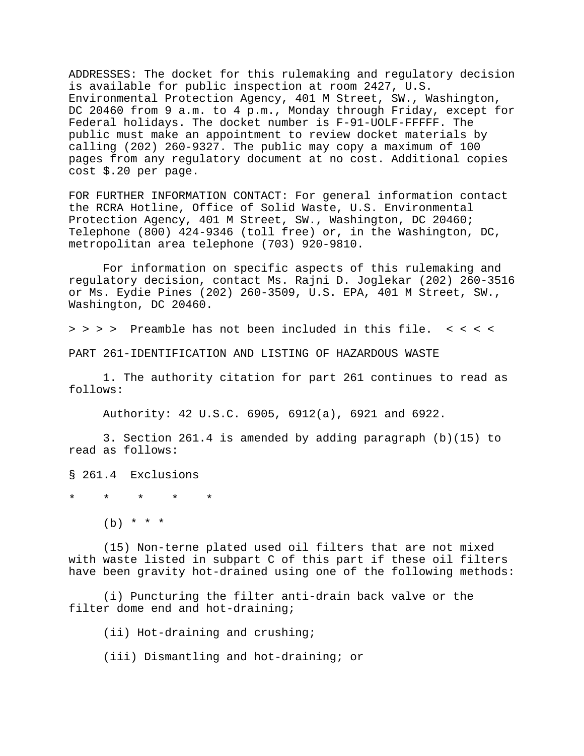ADDRESSES: The docket for this rulemaking and regulatory decision is available for public inspection at room 2427, U.S. Environmental Protection Agency, 401 M Street, SW., Washington, DC 20460 from 9 a.m. to 4 p.m., Monday through Friday, except for Federal holidays. The docket number is F-91-UOLF-FFFFF. The public must make an appointment to review docket materials by calling (202) 260-9327. The public may copy a maximum of 100 pages from any regulatory document at no cost. Additional copies cost $.20 per page.

FOR FURTHER INFORMATION CONTACT: For general information contact the RCRA Hotline, Office of Solid Waste, U.S. Environmental Protection Agency, 401 M Street, SW., Washington, DC 20460; Telephone (800) 424-9346 (toll free) or, in the Washington, DC, metropolitan area telephone (703) 920-9810.

For information on specific aspects of this rulemaking and regulatory decision, contact Ms. Rajni D. Joglekar (202) 260-3516 or Ms. Eydie Pines (202) 260-3509, U.S. EPA, 401 M Street, SW., Washington, DC 20460.

> > > >  Preamble has not been included in this file.  < < < <

PART 261-IDENTIFICATION AND LISTING OF HAZARDOUS WASTE

1. The authority citation for part 261 continues to read as follows:

Authority: 42 U.S.C. 6905, 6912(a), 6921 and 6922.

3. Section 261.4 is amended by adding paragraph (b)(15) to read as follows:

§ 261.4  Exclusions

*     *     *     *     *

(b) * * *

(15) Non-terne plated used oil filters that are not mixed with waste listed in subpart C of this part if these oil filters have been gravity hot-drained using one of the following methods:

(i) Puncturing the filter anti-drain back valve or the filter dome end and hot-draining;

(ii) Hot-draining and crushing;

(iii) Dismantling and hot-draining; or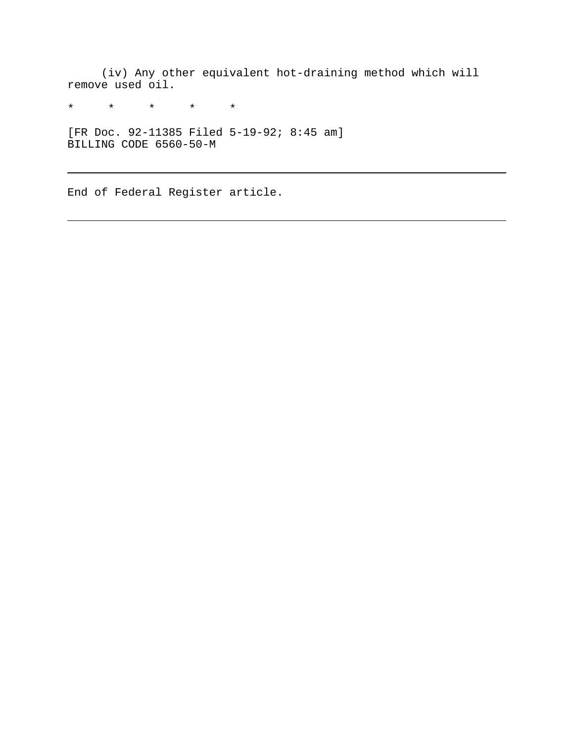(iv) Any other equivalent hot-draining method which will remove used oil.

*     *     *     *     *

[FR Doc. 92-11385 Filed 5-19-92; 8:45 am]
BILLING CODE 6560-50-M

---

End of Federal Register article.

---